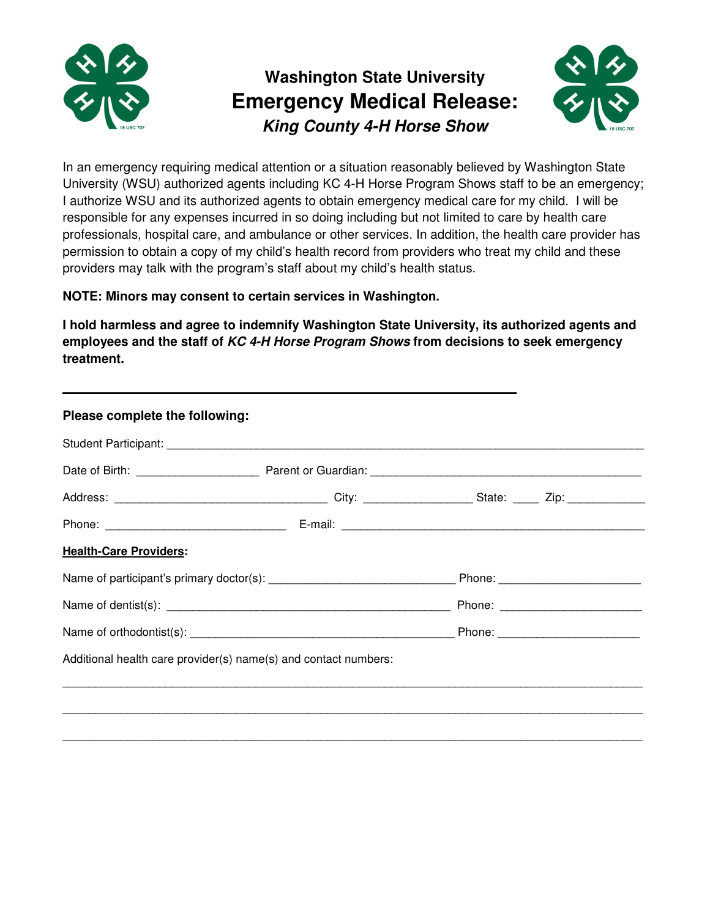# Washington State University
# Emergency Medical Release:
## *King County 4-H Horse Show*

In an emergency requiring medical attention or a situation reasonably believed by Washington State University (WSU) authorized agents including KC 4-H Horse Program Shows staff to be an emergency; I authorize WSU and its authorized agents to obtain emergency medical care for my child. I will be responsible for any expenses incurred in so doing including but not limited to care by health care professionals, hospital care, and ambulance or other services. In addition, the health care provider has permission to obtain a copy of my child's health record from providers who treat my child and these providers may talk with the program's staff about my child's health status.

**NOTE: Minors may consent to certain services in Washington.**

**I hold harmless and agree to indemnify Washington State University, its authorized agents and employees and the staff of *KC 4-H Horse Program Shows* from decisions to seek emergency treatment.**

---

**Please complete the following:**

Student Participant: ______________________________________________

Date of Birth: ___________________ Parent or Guardian: ___________________________

Address: _______________________ City: _______________ State: ____ Zip: ___________

Phone: _______________________ E-mail: _______________________________

**Health-Care Providers:**

Name of participant's primary doctor(s): _________________________ Phone: ___________________

Name of dentist(s): _________________________________ Phone: ___________________

Name of orthodontist(s): ______________________________ Phone: ___________________

Additional health care provider(s) name(s) and contact numbers:

_____________________________________________________________________________

_____________________________________________________________________________

_____________________________________________________________________________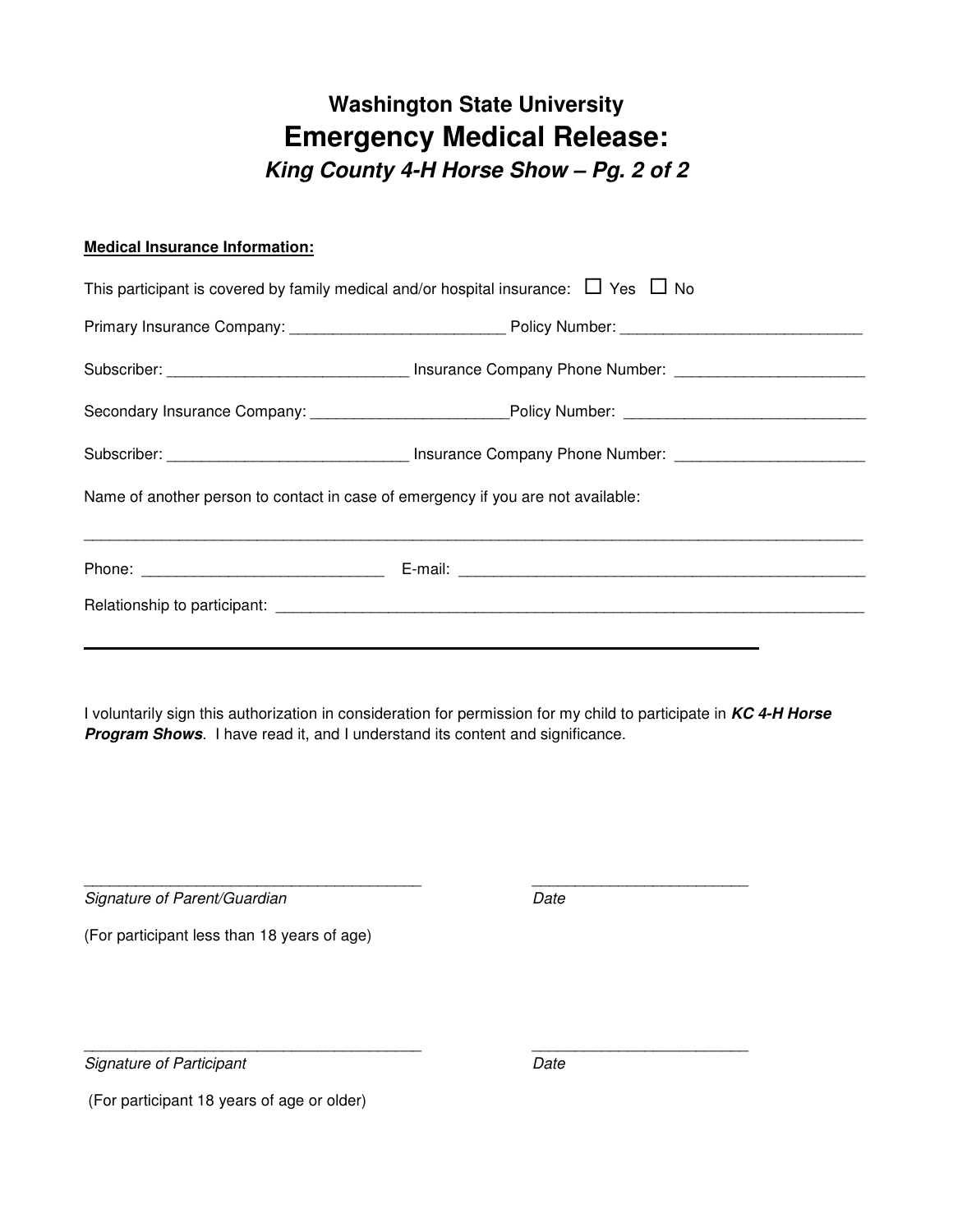# Washington State University

# Emergency Medical Release:

## *King County 4-H Horse Show – Pg. 2 of 2*

**Medical Insurance Information:**

This participant is covered by family medical and/or hospital insurance: ☐ Yes ☐ No

Primary Insurance Company: _________________________ Policy Number: ____________________________

Subscriber: ____________________________ Insurance Company Phone Number: ______________________

Secondary Insurance Company: _______________________Policy Number: ____________________________

Subscriber: ____________________________ Insurance Company Phone Number: ______________________

Name of another person to contact in case of emergency if you are not available:

_____________________________________________________________________________________

Phone: ____________________________ E-mail: ______________________________________________

Relationship to participant: ___________________________________________________________________

---

I voluntarily sign this authorization in consideration for permission for my child to participate in ***KC 4-H Horse Program Shows***. I have read it, and I understand its content and significance.

_______________________________________ _________________________

*Signature of Parent/Guardian* *Date*

(For participant less than 18 years of age)

_______________________________________ _________________________

*Signature of Participant* *Date*

(For participant 18 years of age or older)